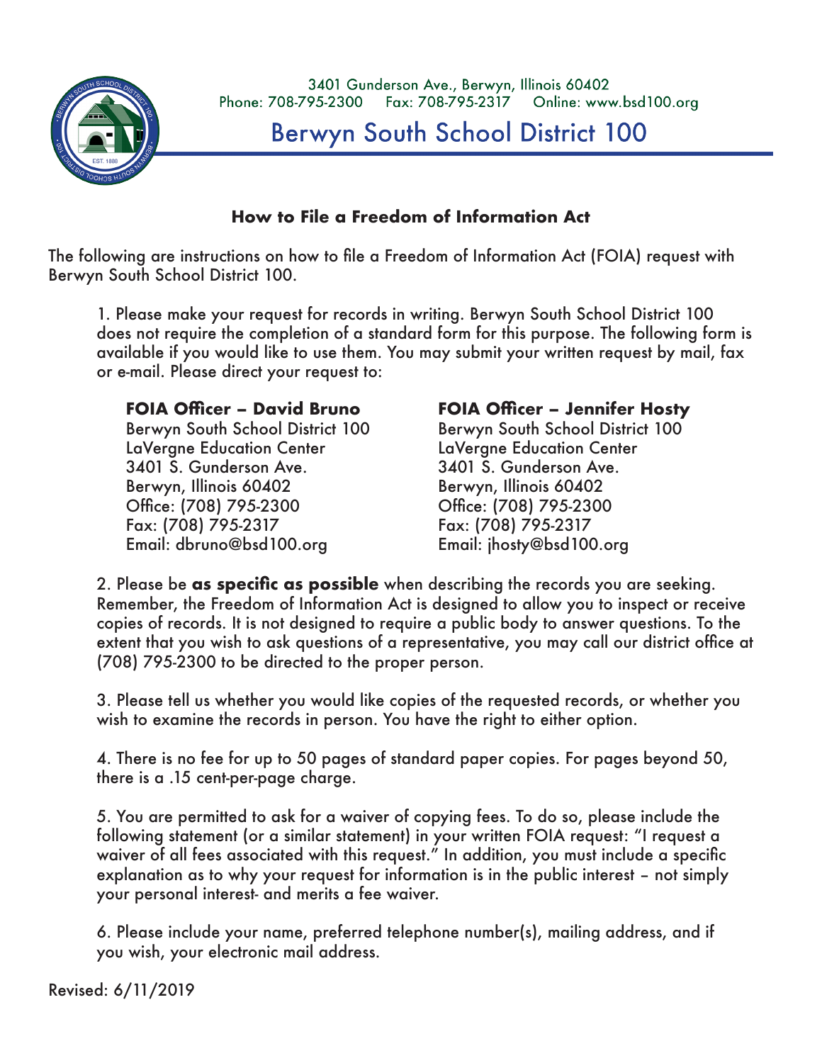3401 Gunderson Ave., Berwyn, Illinois 60402
Phone: 708-795-2300 Fax: 708-795-2317 Online: www.bsd100.org

# Berwyn South School District 100

## How to File a Freedom of Information Act

The following are instructions on how to file a Freedom of Information Act (FOIA) request with Berwyn South School District 100.

1. Please make your request for records in writing. Berwyn South School District 100 does not require the completion of a standard form for this purpose. The following form is available if you would like to use them. You may submit your written request by mail, fax or e-mail. Please direct your request to:

   **FOIA Officer – David Bruno**
   Berwyn South School District 100
   LaVergne Education Center
   3401 S. Gunderson Ave.
   Berwyn, Illinois 60402
   Office: (708) 795-2300
   Fax: (708) 795-2317
   Email: dbruno@bsd100.org

   **FOIA Officer – Jennifer Hosty**
   Berwyn South School District 100
   LaVergne Education Center
   3401 S. Gunderson Ave.
   Berwyn, Illinois 60402
   Office: (708) 795-2300
   Fax: (708) 795-2317
   Email: jhosty@bsd100.org

2. Please be **as specific as possible** when describing the records you are seeking. Remember, the Freedom of Information Act is designed to allow you to inspect or receive copies of records. It is not designed to require a public body to answer questions. To the extent that you wish to ask questions of a representative, you may call our district office at (708) 795-2300 to be directed to the proper person.

3. Please tell us whether you would like copies of the requested records, or whether you wish to examine the records in person. You have the right to either option.

4. There is no fee for up to 50 pages of standard paper copies. For pages beyond 50, there is a .15 cent-per-page charge.

5. You are permitted to ask for a waiver of copying fees. To do so, please include the following statement (or a similar statement) in your written FOIA request: "I request a waiver of all fees associated with this request." In addition, you must include a specific explanation as to why your request for information is in the public interest – not simply your personal interest- and merits a fee waiver.

6. Please include your name, preferred telephone number(s), mailing address, and if you wish, your electronic mail address.

Revised: 6/11/2019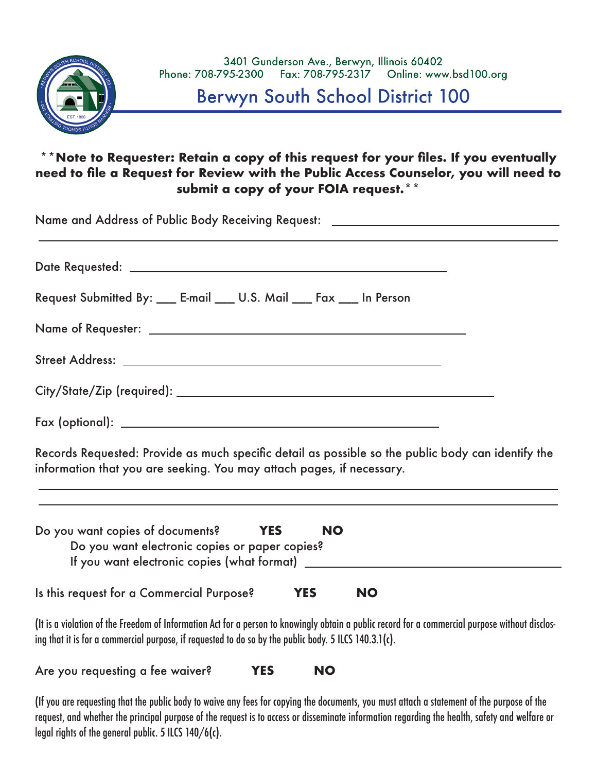3401 Gunderson Ave., Berwyn, Illinois 60402
Phone: 708-795-2300 Fax: 708-795-2317 Online: www.bsd100.org

# Berwyn South School District 100

**\*\*Note to Requester: Retain a copy of this request for your files. If you eventually need to file a Request for Review with the Public Access Counselor, you will need to submit a copy of your FOIA request.\*\***

Name and Address of Public Body Receiving Request: ______________________________

________________________________________________________________________

Date Requested: ______________________________

Request Submitted By: ___ E-mail ___ U.S. Mail ___ Fax ___ In Person

Name of Requester: ______________________________

Street Address: ______________________________

City/State/Zip (required): ______________________________

Fax (optional): ______________________________

Records Requested: Provide as much specific detail as possible so the public body can identify the information that you are seeking. You may attach pages, if necessary.

________________________________________________________________________

________________________________________________________________________

Do you want copies of documents? **YES** **NO**

Do you want electronic copies or paper copies?

If you want electronic copies (what format) ______________________________

Is this request for a Commercial Purpose? **YES** **NO**

(It is a violation of the Freedom of Information Act for a person to knowingly obtain a public record for a commercial purpose without disclosing that it is for a commercial purpose, if requested to do so by the public body. 5 ILCS 140.3.1(c).

Are you requesting a fee waiver? **YES** **NO**

(If you are requesting that the public body to waive any fees for copying the documents, you must attach a statement of the purpose of the request, and whether the principal purpose of the request is to access or disseminate information regarding the health, safety and welfare or legal rights of the general public. 5 ILCS 140/6(c).